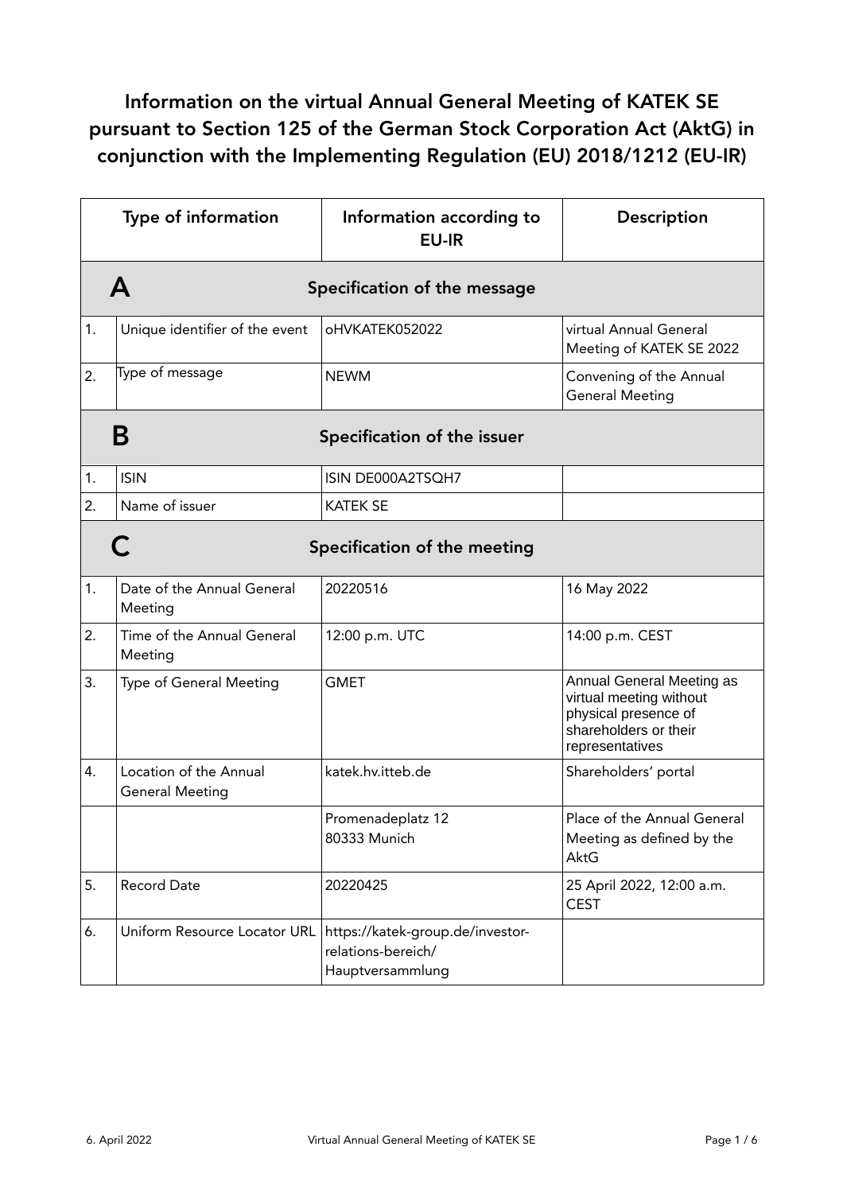# Information on the virtual Annual General Meeting of KATEK SE pursuant to Section 125 of the German Stock Corporation Act (AktG) in conjunction with the Implementing Regulation (EU) 2018/1212 (EU-IR)

| | Type of information | Information according to EU-IR | Description |
|---|---|---|---|
| **A** | **Specification of the message** | | |
| 1. | Unique identifier of the event | oHVKATEK052022 | virtual Annual General Meeting of KATEK SE 2022 |
| 2. | Type of message | NEWM | Convening of the Annual General Meeting |
| **B** | **Specification of the issuer** | | |
| 1. | ISIN | ISIN DE000A2TSQH7 | |
| 2. | Name of issuer | KATEK SE | |
| **C** | **Specification of the meeting** | | |
| 1. | Date of the Annual General Meeting | 20220516 | 16 May 2022 |
| 2. | Time of the Annual General Meeting | 12:00 p.m. UTC | 14:00 p.m. CEST |
| 3. | Type of General Meeting | GMET | Annual General Meeting as virtual meeting without physical presence of shareholders or their representatives |
| 4. | Location of the Annual General Meeting | katek.hv.itteb.de | Shareholders' portal |
| | | Promenadeplatz 12<br>80333 Munich | Place of the Annual General Meeting as defined by the AktG |
| 5. | Record Date | 20220425 | 25 April 2022, 12:00 a.m. CEST |
| 6. | Uniform Resource Locator URL | https://katek-group.de/investor-relations-bereich/Hauptversammlung | |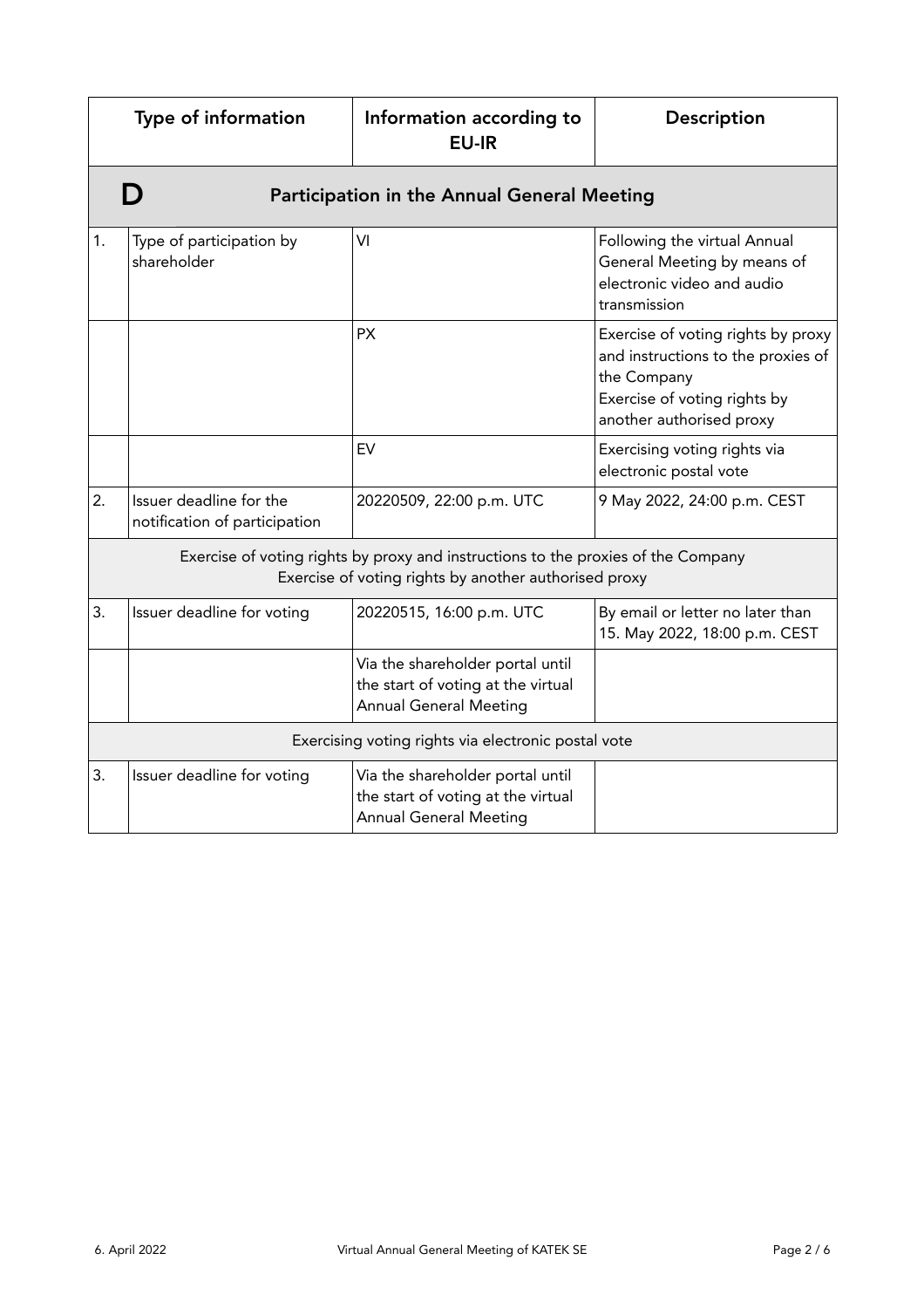| | Type of information | Information according to EU-IR | Description |
|---|---|---|---|
| **D** | **Participation in the Annual General Meeting** | | |
| 1. | Type of participation by shareholder | VI | Following the virtual Annual General Meeting by means of electronic video and audio transmission |
| | | PX | Exercise of voting rights by proxy and instructions to the proxies of the Company<br>Exercise of voting rights by another authorised proxy |
| | | EV | Exercising voting rights via electronic postal vote |
| 2. | Issuer deadline for the notification of participation | 20220509, 22:00 p.m. UTC | 9 May 2022, 24:00 p.m. CEST |
| | Exercise of voting rights by proxy and instructions to the proxies of the Company<br>Exercise of voting rights by another authorised proxy | | |
| 3. | Issuer deadline for voting | 20220515, 16:00 p.m. UTC | By email or letter no later than 15. May 2022, 18:00 p.m. CEST |
| | | Via the shareholder portal until the start of voting at the virtual Annual General Meeting | |
| | Exercising voting rights via electronic postal vote | | |
| 3. | Issuer deadline for voting | Via the shareholder portal until the start of voting at the virtual Annual General Meeting | |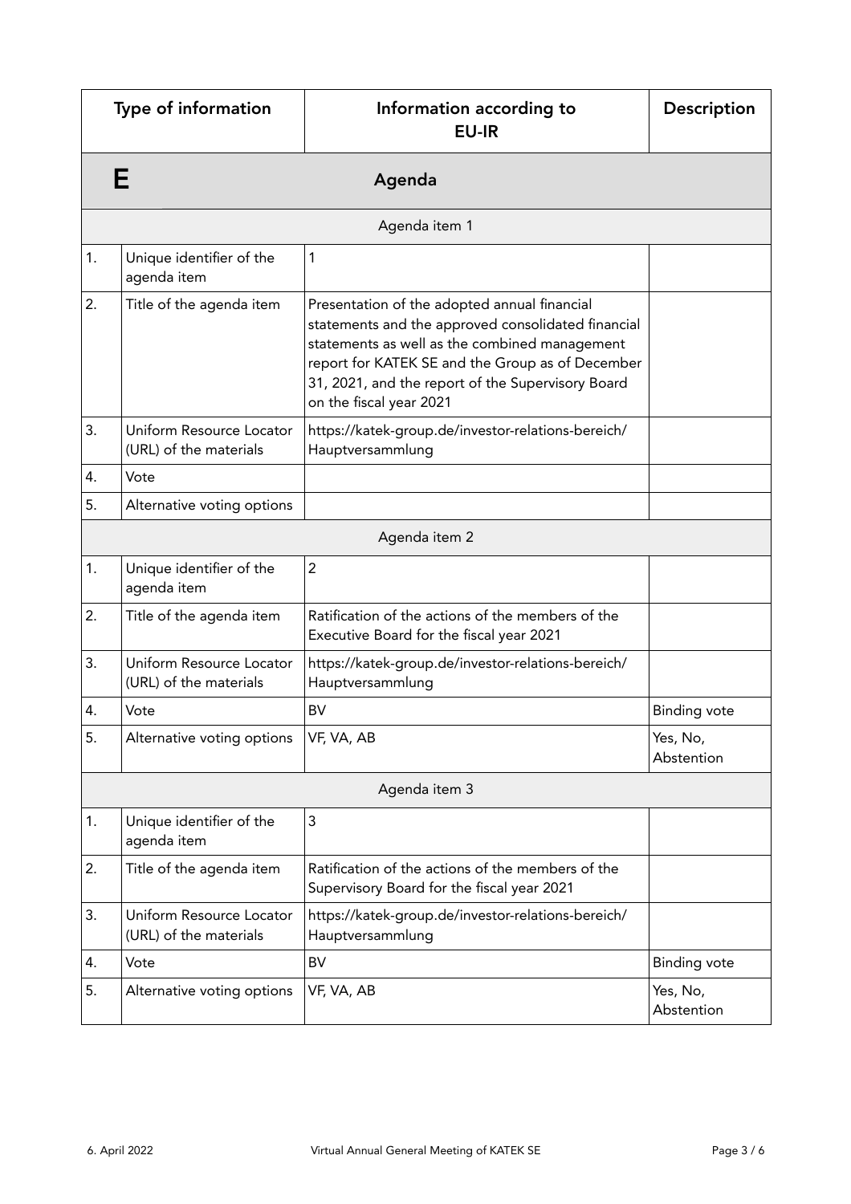| Type of information | | Information according to EU-IR | Description |
|---|---|---|---|
| **E** | | **Agenda** | |
| | | Agenda item 1 | |
| 1. | Unique identifier of the agenda item | 1 | |
| 2. | Title of the agenda item | Presentation of the adopted annual financial statements and the approved consolidated financial statements as well as the combined management report for KATEK SE and the Group as of December 31, 2021, and the report of the Supervisory Board on the fiscal year 2021 | |
| 3. | Uniform Resource Locator (URL) of the materials | https://katek-group.de/investor-relations-bereich/Hauptversammlung | |
| 4. | Vote | | |
| 5. | Alternative voting options | | |
| | | Agenda item 2 | |
| 1. | Unique identifier of the agenda item | 2 | |
| 2. | Title of the agenda item | Ratification of the actions of the members of the Executive Board for the fiscal year 2021 | |
| 3. | Uniform Resource Locator (URL) of the materials | https://katek-group.de/investor-relations-bereich/Hauptversammlung | |
| 4. | Vote | BV | Binding vote |
| 5. | Alternative voting options | VF, VA, AB | Yes, No, Abstention |
| | | Agenda item 3 | |
| 1. | Unique identifier of the agenda item | 3 | |
| 2. | Title of the agenda item | Ratification of the actions of the members of the Supervisory Board for the fiscal year 2021 | |
| 3. | Uniform Resource Locator (URL) of the materials | https://katek-group.de/investor-relations-bereich/Hauptversammlung | |
| 4. | Vote | BV | Binding vote |
| 5. | Alternative voting options | VF, VA, AB | Yes, No, Abstention |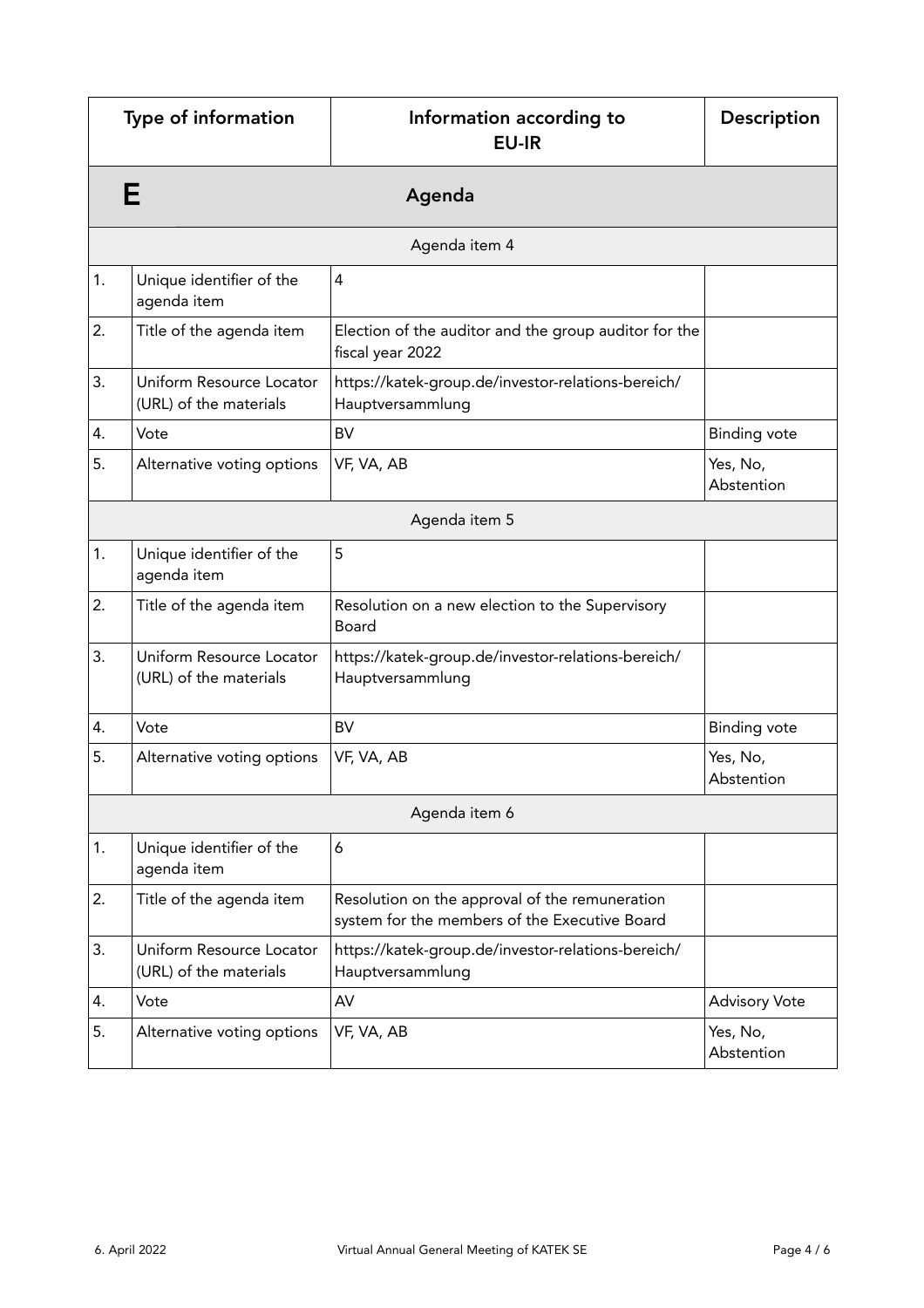| Type of information | | Information according to EU-IR | Description |
|---|---|---|---|
| **E** | | **Agenda** | |
| | | Agenda item 4 | |
| 1. | Unique identifier of the agenda item | 4 | |
| 2. | Title of the agenda item | Election of the auditor and the group auditor for the fiscal year 2022 | |
| 3. | Uniform Resource Locator (URL) of the materials | https://katek-group.de/investor-relations-bereich/Hauptversammlung | |
| 4. | Vote | BV | Binding vote |
| 5. | Alternative voting options | VF, VA, AB | Yes, No, Abstention |
| | | Agenda item 5 | |
| 1. | Unique identifier of the agenda item | 5 | |
| 2. | Title of the agenda item | Resolution on a new election to the Supervisory Board | |
| 3. | Uniform Resource Locator (URL) of the materials | https://katek-group.de/investor-relations-bereich/Hauptversammlung | |
| 4. | Vote | BV | Binding vote |
| 5. | Alternative voting options | VF, VA, AB | Yes, No, Abstention |
| | | Agenda item 6 | |
| 1. | Unique identifier of the agenda item | 6 | |
| 2. | Title of the agenda item | Resolution on the approval of the remuneration system for the members of the Executive Board | |
| 3. | Uniform Resource Locator (URL) of the materials | https://katek-group.de/investor-relations-bereich/Hauptversammlung | |
| 4. | Vote | AV | Advisory Vote |
| 5. | Alternative voting options | VF, VA, AB | Yes, No, Abstention |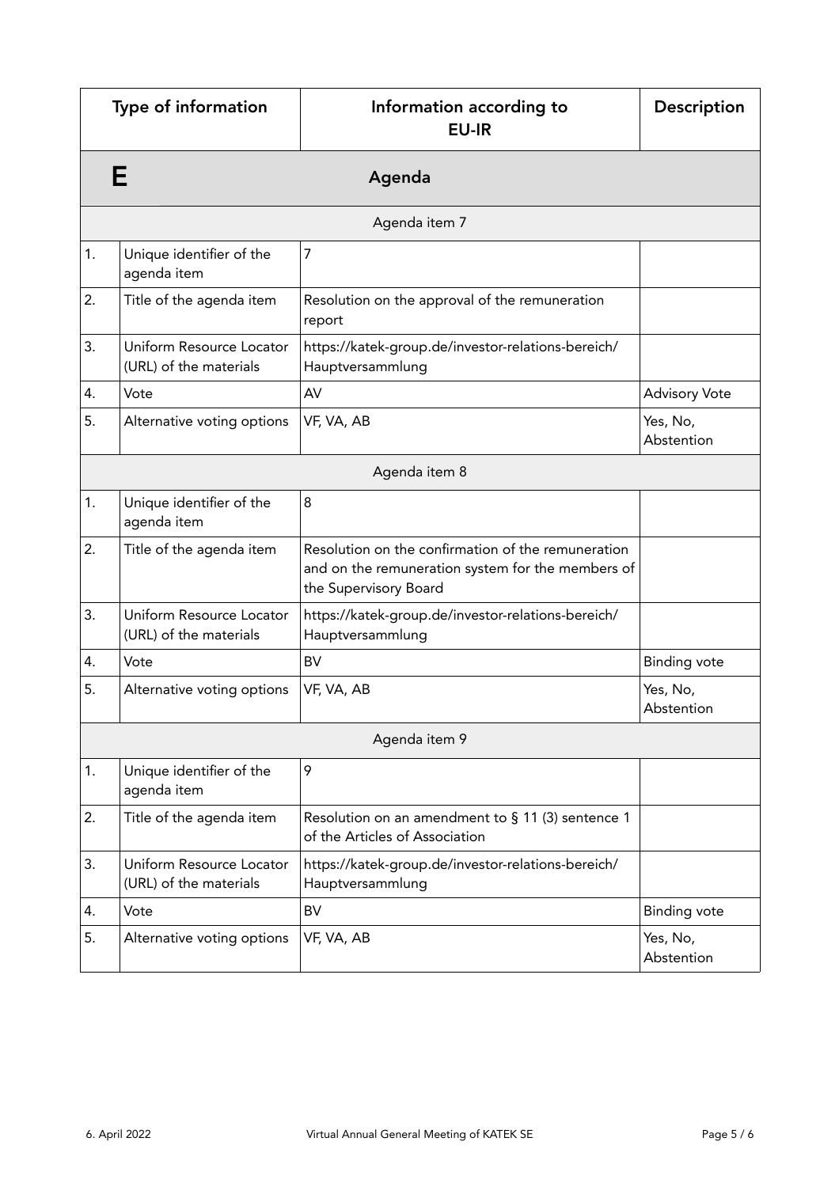| Type of information | | Information according to EU-IR | Description |
|---|---|---|---|
| **E** | | **Agenda** | |
| | | Agenda item 7 | |
| 1. | Unique identifier of the agenda item | 7 | |
| 2. | Title of the agenda item | Resolution on the approval of the remuneration report | |
| 3. | Uniform Resource Locator (URL) of the materials | https://katek-group.de/investor-relations-bereich/Hauptversammlung | |
| 4. | Vote | AV | Advisory Vote |
| 5. | Alternative voting options | VF, VA, AB | Yes, No, Abstention |
| | | Agenda item 8 | |
| 1. | Unique identifier of the agenda item | 8 | |
| 2. | Title of the agenda item | Resolution on the confirmation of the remuneration and on the remuneration system for the members of the Supervisory Board | |
| 3. | Uniform Resource Locator (URL) of the materials | https://katek-group.de/investor-relations-bereich/Hauptversammlung | |
| 4. | Vote | BV | Binding vote |
| 5. | Alternative voting options | VF, VA, AB | Yes, No, Abstention |
| | | Agenda item 9 | |
| 1. | Unique identifier of the agenda item | 9 | |
| 2. | Title of the agenda item | Resolution on an amendment to § 11 (3) sentence 1 of the Articles of Association | |
| 3. | Uniform Resource Locator (URL) of the materials | https://katek-group.de/investor-relations-bereich/Hauptversammlung | |
| 4. | Vote | BV | Binding vote |
| 5. | Alternative voting options | VF, VA, AB | Yes, No, Abstention |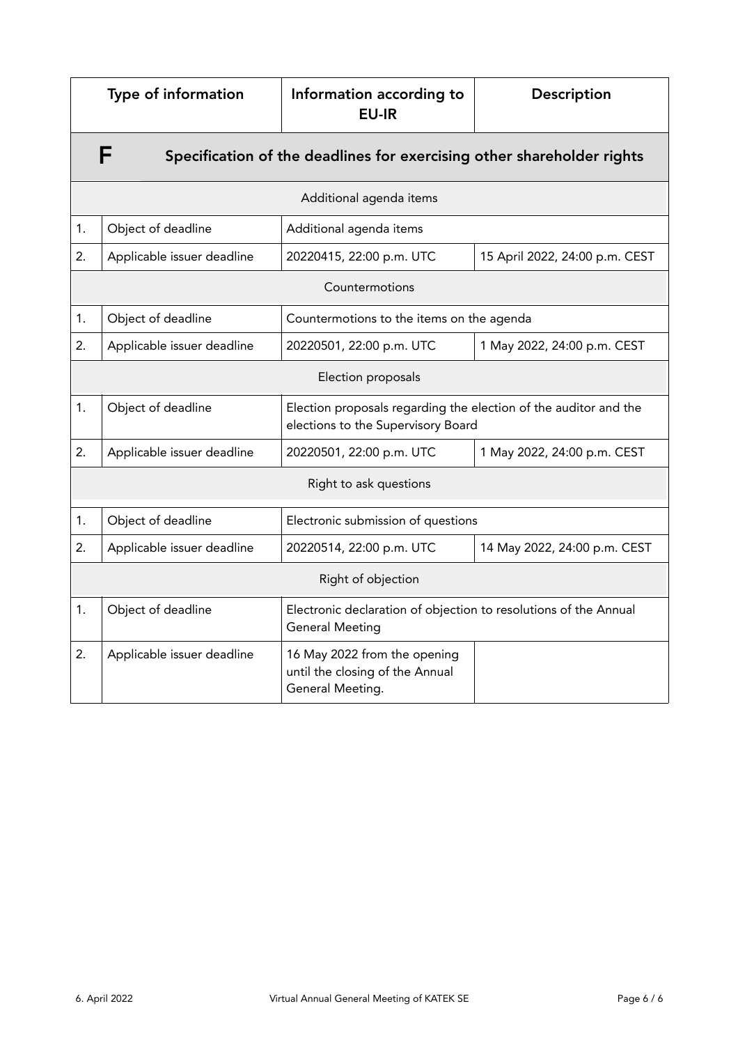| Type of information | | Information according to EU-IR | Description |
|---|---|---|---|
| **F** | **Specification of the deadlines for exercising other shareholder rights** | | |
| | | Additional agenda items | |
| 1. | Object of deadline | Additional agenda items | |
| 2. | Applicable issuer deadline | 20220415, 22:00 p.m. UTC | 15 April 2022, 24:00 p.m. CEST |
| | | Countermotions | |
| 1. | Object of deadline | Countermotions to the items on the agenda | |
| 2. | Applicable issuer deadline | 20220501, 22:00 p.m. UTC | 1 May 2022, 24:00 p.m. CEST |
| | | Election proposals | |
| 1. | Object of deadline | Election proposals regarding the election of the auditor and the elections to the Supervisory Board | |
| 2. | Applicable issuer deadline | 20220501, 22:00 p.m. UTC | 1 May 2022, 24:00 p.m. CEST |
| | | Right to ask questions | |
| 1. | Object of deadline | Electronic submission of questions | |
| 2. | Applicable issuer deadline | 20220514, 22:00 p.m. UTC | 14 May 2022, 24:00 p.m. CEST |
| | | Right of objection | |
| 1. | Object of deadline | Electronic declaration of objection to resolutions of the Annual General Meeting | |
| 2. | Applicable issuer deadline | 16 May 2022 from the opening until the closing of the Annual General Meeting. | |